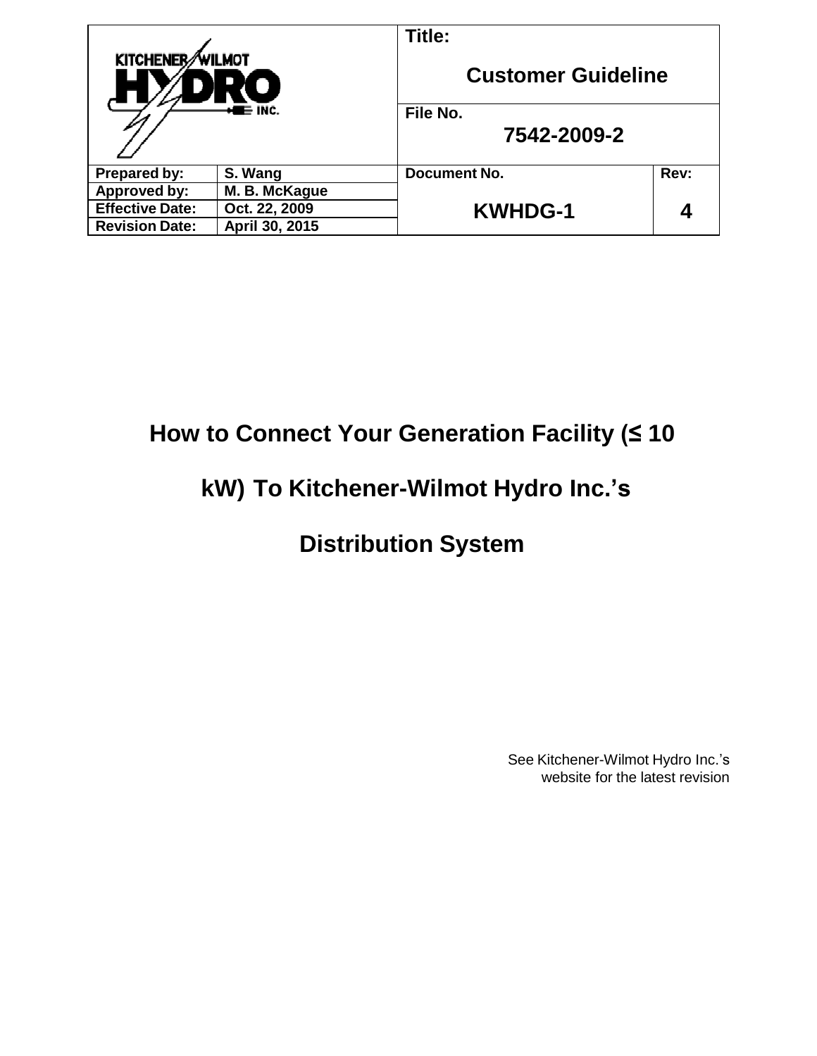| KITCHENER WILMOT HYDRO INC. | | Title: Customer Guideline | |
|---|---|---|---|
| | | File No. 7542-2009-2 | |
| Prepared by: | S. Wang | Document No. | Rev: |
| Approved by: | M. B. McKague | KWHDG-1 | 4 |
| Effective Date: | Oct. 22, 2009 | | |
| Revision Date: | April 30, 2015 | | |

# How to Connect Your Generation Facility (≤ 10 kW) To Kitchener-Wilmot Hydro Inc.'s Distribution System

See Kitchener-Wilmot Hydro Inc.'s website for the latest revision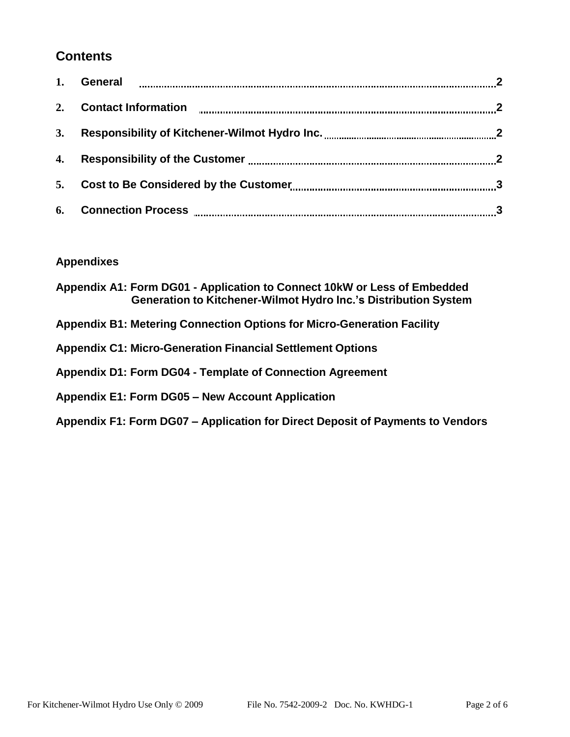## Contents

1. **General** .......... 2
2. **Contact Information** .......... 2
3. **Responsibility of Kitchener-Wilmot Hydro Inc.** .......... 2
4. **Responsibility of the Customer** .......... 2
5. **Cost to Be Considered by the Customer** .......... 3
6. **Connection Process** .......... 3

**Appendixes**

**Appendix A1: Form DG01 - Application to Connect 10kW or Less of Embedded Generation to Kitchener-Wilmot Hydro Inc.'s Distribution System**

**Appendix B1: Metering Connection Options for Micro-Generation Facility**

**Appendix C1: Micro-Generation Financial Settlement Options**

**Appendix D1: Form DG04 - Template of Connection Agreement**

**Appendix E1: Form DG05 – New Account Application**

**Appendix F1: Form DG07 – Application for Direct Deposit of Payments to Vendors**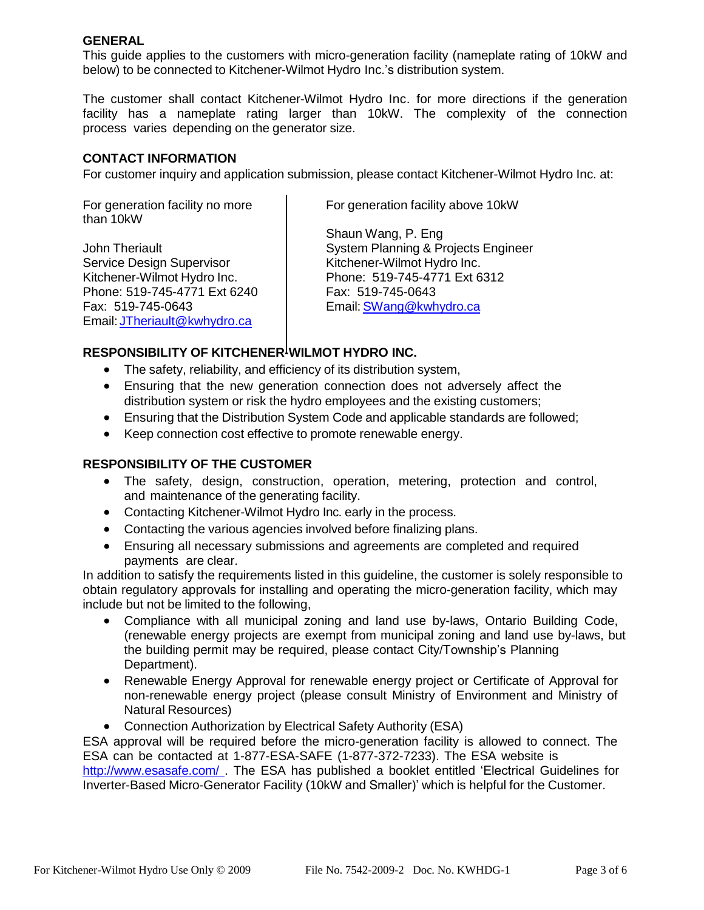## GENERAL

This guide applies to the customers with micro-generation facility (nameplate rating of 10kW and below) to be connected to Kitchener-Wilmot Hydro Inc.'s distribution system.

The customer shall contact Kitchener-Wilmot Hydro Inc. for more directions if the generation facility has a nameplate rating larger than 10kW. The complexity of the connection process varies depending on the generator size.

## CONTACT INFORMATION

For customer inquiry and application submission, please contact Kitchener-Wilmot Hydro Inc. at:

For generation facility no more than 10kW

John Theriault
Service Design Supervisor
Kitchener-Wilmot Hydro Inc.
Phone: 519-745-4771 Ext 6240
Fax: 519-745-0643
Email: JTheriault@kwhydro.ca

For generation facility above 10kW

Shaun Wang, P. Eng
System Planning & Projects Engineer
Kitchener-Wilmot Hydro Inc.
Phone: 519-745-4771 Ext 6312
Fax: 519-745-0643
Email: SWang@kwhydro.ca

## RESPONSIBILITY OF KITCHENER-WILMOT HYDRO INC.

- The safety, reliability, and efficiency of its distribution system,
- Ensuring that the new generation connection does not adversely affect the distribution system or risk the hydro employees and the existing customers;
- Ensuring that the Distribution System Code and applicable standards are followed;
- Keep connection cost effective to promote renewable energy.

## RESPONSIBILITY OF THE CUSTOMER

- The safety, design, construction, operation, metering, protection and control, and maintenance of the generating facility.
- Contacting Kitchener-Wilmot Hydro Inc. early in the process.
- Contacting the various agencies involved before finalizing plans.
- Ensuring all necessary submissions and agreements are completed and required payments are clear.

In addition to satisfy the requirements listed in this guideline, the customer is solely responsible to obtain regulatory approvals for installing and operating the micro-generation facility, which may include but not be limited to the following,

- Compliance with all municipal zoning and land use by-laws, Ontario Building Code, (renewable energy projects are exempt from municipal zoning and land use by-laws, but the building permit may be required, please contact City/Township's Planning Department).
- Renewable Energy Approval for renewable energy project or Certificate of Approval for non-renewable energy project (please consult Ministry of Environment and Ministry of Natural Resources)
- Connection Authorization by Electrical Safety Authority (ESA)

ESA approval will be required before the micro-generation facility is allowed to connect. The ESA can be contacted at 1-877-ESA-SAFE (1-877-372-7233). The ESA website is http://www.esasafe.com/ . The ESA has published a booklet entitled 'Electrical Guidelines for Inverter-Based Micro-Generator Facility (10kW and Smaller)' which is helpful for the Customer.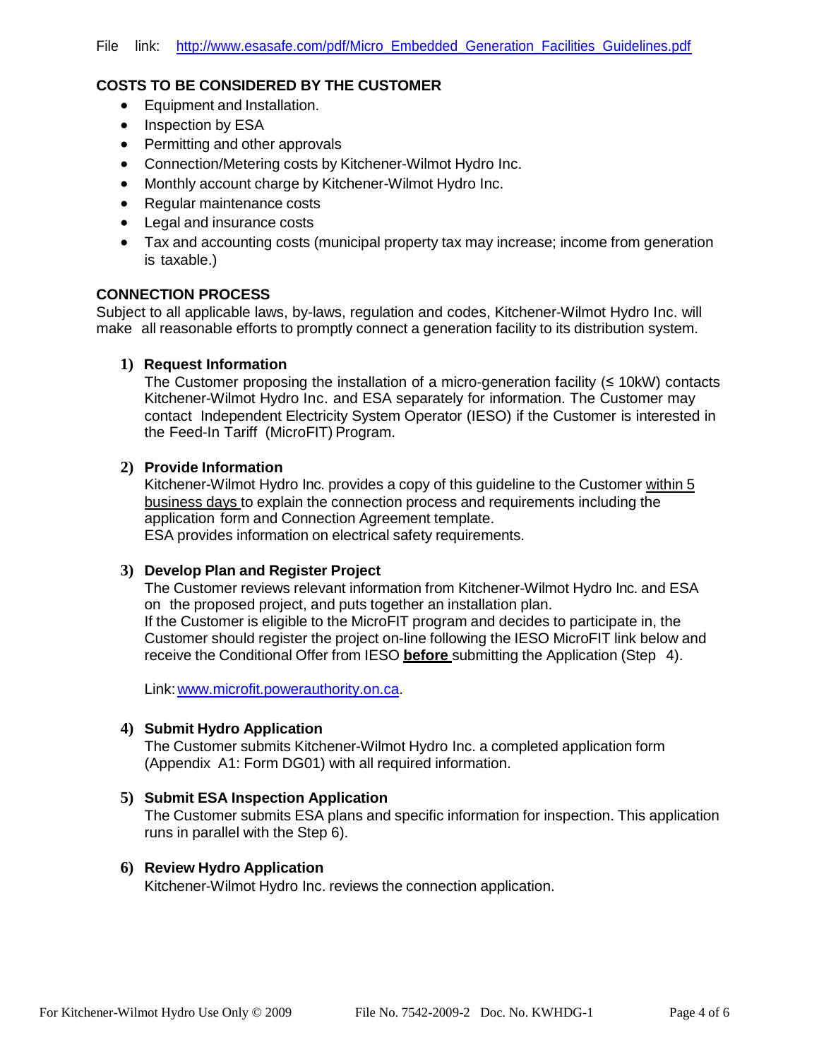File link: http://www.esasafe.com/pdf/Micro_Embedded_Generation_Facilities_Guidelines.pdf

## COSTS TO BE CONSIDERED BY THE CUSTOMER

- Equipment and Installation.
- Inspection by ESA
- Permitting and other approvals
- Connection/Metering costs by Kitchener-Wilmot Hydro Inc.
- Monthly account charge by Kitchener-Wilmot Hydro Inc.
- Regular maintenance costs
- Legal and insurance costs
- Tax and accounting costs (municipal property tax may increase; income from generation is taxable.)

## CONNECTION PROCESS

Subject to all applicable laws, by-laws, regulation and codes, Kitchener-Wilmot Hydro Inc. will make all reasonable efforts to promptly connect a generation facility to its distribution system.

### 1) Request Information

The Customer proposing the installation of a micro-generation facility (≤ 10kW) contacts Kitchener-Wilmot Hydro Inc. and ESA separately for information. The Customer may contact Independent Electricity System Operator (IESO) if the Customer is interested in the Feed-In Tariff (MicroFIT) Program.

### 2) Provide Information

Kitchener-Wilmot Hydro Inc. provides a copy of this guideline to the Customer within 5 business days to explain the connection process and requirements including the application form and Connection Agreement template.
ESA provides information on electrical safety requirements.

### 3) Develop Plan and Register Project

The Customer reviews relevant information from Kitchener-Wilmot Hydro Inc. and ESA on the proposed project, and puts together an installation plan.
If the Customer is eligible to the MicroFIT program and decides to participate in, the Customer should register the project on-line following the IESO MicroFIT link below and receive the Conditional Offer from IESO **before** submitting the Application (Step 4).

Link: www.microfit.powerauthority.on.ca.

### 4) Submit Hydro Application

The Customer submits Kitchener-Wilmot Hydro Inc. a completed application form (Appendix A1: Form DG01) with all required information.

### 5) Submit ESA Inspection Application

The Customer submits ESA plans and specific information for inspection. This application runs in parallel with the Step 6).

### 6) Review Hydro Application

Kitchener-Wilmot Hydro Inc. reviews the connection application.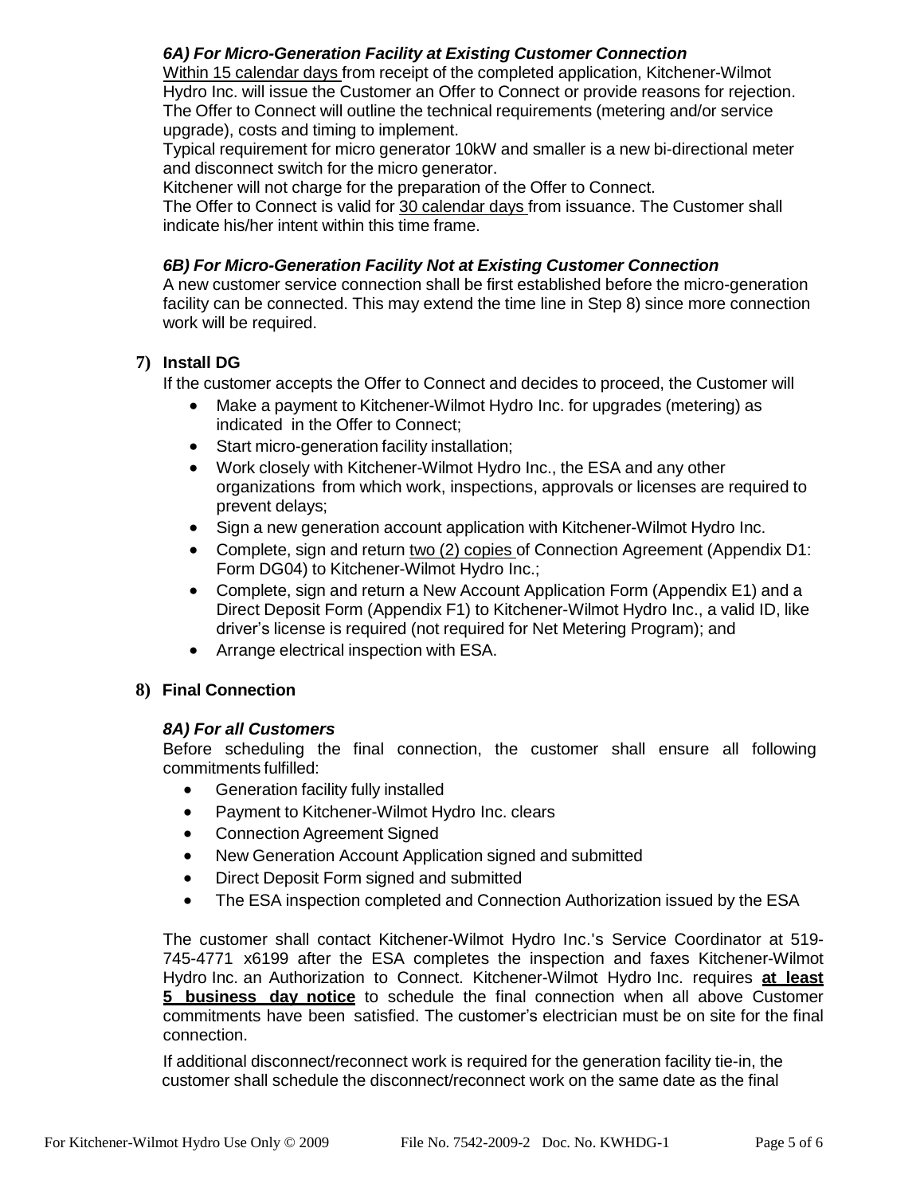#### *6A) For Micro-Generation Facility at Existing Customer Connection*

Within 15 calendar days from receipt of the completed application, Kitchener-Wilmot Hydro Inc. will issue the Customer an Offer to Connect or provide reasons for rejection. The Offer to Connect will outline the technical requirements (metering and/or service upgrade), costs and timing to implement.

Typical requirement for micro generator 10kW and smaller is a new bi-directional meter and disconnect switch for the micro generator.

Kitchener will not charge for the preparation of the Offer to Connect.

The Offer to Connect is valid for 30 calendar days from issuance. The Customer shall indicate his/her intent within this time frame.

#### *6B) For Micro-Generation Facility Not at Existing Customer Connection*

A new customer service connection shall be first established before the micro-generation facility can be connected. This may extend the time line in Step 8) since more connection work will be required.

### 7) Install DG

If the customer accepts the Offer to Connect and decides to proceed, the Customer will

- Make a payment to Kitchener-Wilmot Hydro Inc. for upgrades (metering) as indicated in the Offer to Connect;
- Start micro-generation facility installation;
- Work closely with Kitchener-Wilmot Hydro Inc., the ESA and any other organizations from which work, inspections, approvals or licenses are required to prevent delays;
- Sign a new generation account application with Kitchener-Wilmot Hydro Inc.
- Complete, sign and return two (2) copies of Connection Agreement (Appendix D1: Form DG04) to Kitchener-Wilmot Hydro Inc.;
- Complete, sign and return a New Account Application Form (Appendix E1) and a Direct Deposit Form (Appendix F1) to Kitchener-Wilmot Hydro Inc., a valid ID, like driver's license is required (not required for Net Metering Program); and
- Arrange electrical inspection with ESA.

### 8) Final Connection

#### *8A) For all Customers*

Before scheduling the final connection, the customer shall ensure all following commitments fulfilled:

- Generation facility fully installed
- Payment to Kitchener-Wilmot Hydro Inc. clears
- Connection Agreement Signed
- New Generation Account Application signed and submitted
- Direct Deposit Form signed and submitted
- The ESA inspection completed and Connection Authorization issued by the ESA

The customer shall contact Kitchener-Wilmot Hydro Inc.'s Service Coordinator at 519-745-4771 x6199 after the ESA completes the inspection and faxes Kitchener-Wilmot Hydro Inc. an Authorization to Connect. Kitchener-Wilmot Hydro Inc. requires **at least 5 business day notice** to schedule the final connection when all above Customer commitments have been satisfied. The customer's electrician must be on site for the final connection.

If additional disconnect/reconnect work is required for the generation facility tie-in, the customer shall schedule the disconnect/reconnect work on the same date as the final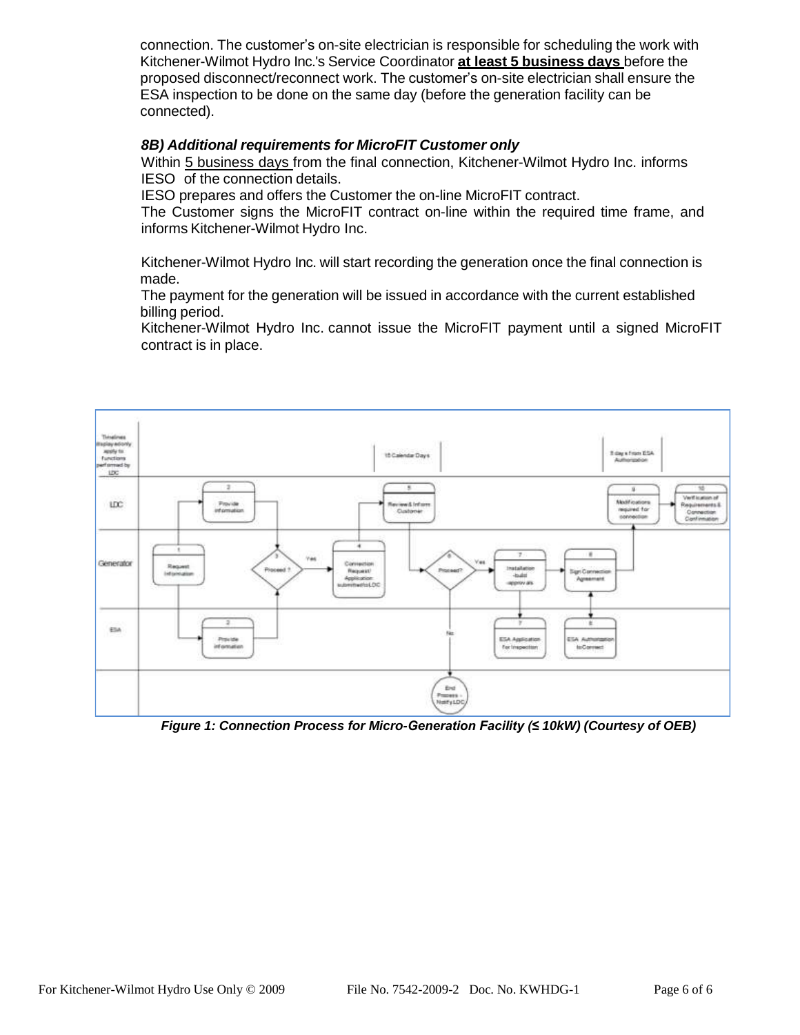connection. The customer's on-site electrician is responsible for scheduling the work with Kitchener-Wilmot Hydro Inc.'s Service Coordinator **at least 5 business days** before the proposed disconnect/reconnect work. The customer's on-site electrician shall ensure the ESA inspection to be done on the same day (before the generation facility can be connected).

***8B) Additional requirements for MicroFIT Customer only***

Within 5 business days from the final connection, Kitchener-Wilmot Hydro Inc. informs IESO of the connection details.

IESO prepares and offers the Customer the on-line MicroFIT contract.

The Customer signs the MicroFIT contract on-line within the required time frame, and informs Kitchener-Wilmot Hydro Inc.

Kitchener-Wilmot Hydro Inc. will start recording the generation once the final connection is made.

The payment for the generation will be issued in accordance with the current established billing period.

Kitchener-Wilmot Hydro Inc. cannot issue the MicroFIT payment until a signed MicroFIT contract is in place.

Timelines displayed only apply to Functions performed by LDC

15 Calendar Days

5 days from ESA Authorization

LDC

Generator

ESA

1 Request Information

2 Provide information

2 Provide information

3 Proceed ?

Yes

4 Connection Request/ Application submitted to LDC

5 Review & Inform Customer

6 Proceed?

Yes

No

7 Installation -build -approvals

7 ESA Application for Inspection

8 Sign Connection Agreement

8 ESA Authorization to Connect

9 Modifications required for connection

10 Verification of Requirements & Connection Confirmation

End Process - Notify LDC

***Figure 1: Connection Process for Micro-Generation Facility (≤ 10kW) (Courtesy of OEB)***